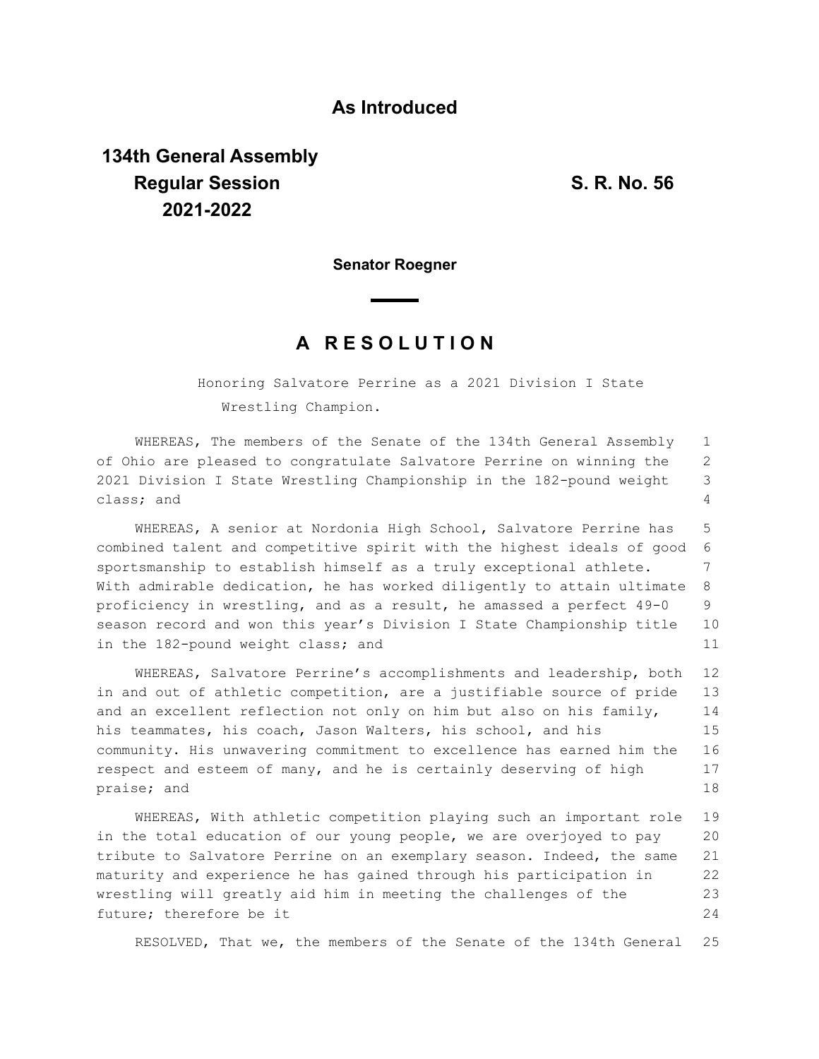**As Introduced**

**134th General Assembly**
**Regular Session**
**2021-2022**

**S. R. No. 56**

**Senator Roegner**

# A R E S O L U T I O N

Honoring Salvatore Perrine as a 2021 Division I State Wrestling Champion.

WHEREAS, The members of the Senate of the 134th General Assembly of Ohio are pleased to congratulate Salvatore Perrine on winning the 2021 Division I State Wrestling Championship in the 182-pound weight class; and

WHEREAS, A senior at Nordonia High School, Salvatore Perrine has combined talent and competitive spirit with the highest ideals of good sportsmanship to establish himself as a truly exceptional athlete. With admirable dedication, he has worked diligently to attain ultimate proficiency in wrestling, and as a result, he amassed a perfect 49-0 season record and won this year's Division I State Championship title in the 182-pound weight class; and

WHEREAS, Salvatore Perrine's accomplishments and leadership, both in and out of athletic competition, are a justifiable source of pride and an excellent reflection not only on him but also on his family, his teammates, his coach, Jason Walters, his school, and his community. His unwavering commitment to excellence has earned him the respect and esteem of many, and he is certainly deserving of high praise; and

WHEREAS, With athletic competition playing such an important role in the total education of our young people, we are overjoyed to pay tribute to Salvatore Perrine on an exemplary season. Indeed, the same maturity and experience he has gained through his participation in wrestling will greatly aid him in meeting the challenges of the future; therefore be it

RESOLVED, That we, the members of the Senate of the 134th General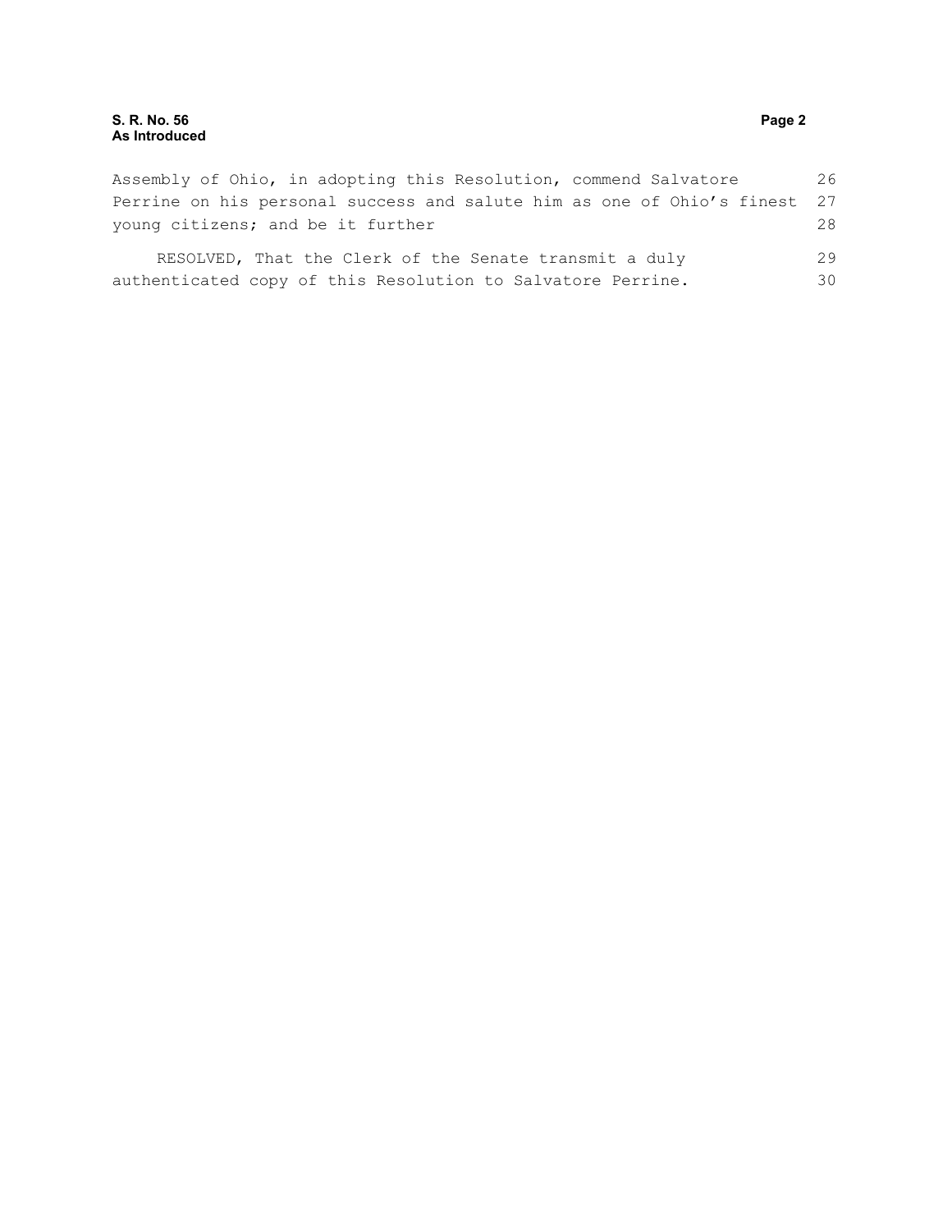Assembly of Ohio, in adopting this Resolution, commend Salvatore Perrine on his personal success and salute him as one of Ohio's finest young citizens; and be it further

RESOLVED, That the Clerk of the Senate transmit a duly authenticated copy of this Resolution to Salvatore Perrine.